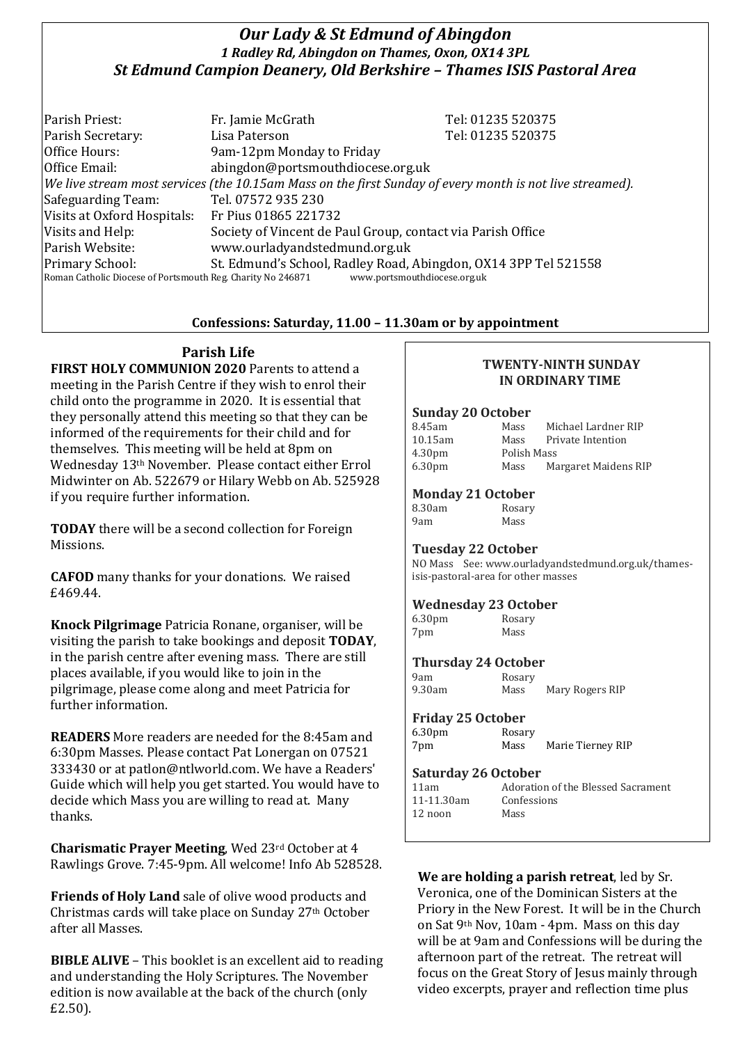# *Our Lady & St Edmund of Abingdon*

### *1 Radley Rd, Abingdon on Thames, Oxon, OX14 3PL*

### *St Edmund Campion Deanery, Old Berkshire – Thames ISIS Pastoral Area*

| | | |
|---|---|---|
| Parish Priest: | Fr. Jamie McGrath | Tel: 01235 520375 |
| Parish Secretary: | Lisa Paterson | Tel: 01235 520375 |
| Office Hours: | 9am-12pm Monday to Friday | |
| Office Email: | abingdon@portsmouthdiocese.org.uk | |

*We live stream most services (the 10.15am Mass on the first Sunday of every month is not live streamed).*

| | |
|---|---|
| Safeguarding Team: | Tel. 07572 935 230 |
| Visits at Oxford Hospitals: | Fr Pius 01865 221732 |
| Visits and Help: | Society of Vincent de Paul Group, contact via Parish Office |
| Parish Website: | www.ourladyandstedmund.org.uk |
| Primary School: | St. Edmund's School, Radley Road, Abingdon, OX14 3PP Tel 521558 |

Roman Catholic Diocese of Portsmouth Reg. Charity No 246871 www.portsmouthdiocese.org.uk

**Confessions: Saturday, 11.00 – 11.30am or by appointment**

## Parish Life

**FIRST HOLY COMMUNION 2020** Parents to attend a meeting in the Parish Centre if they wish to enrol their child onto the programme in 2020. It is essential that they personally attend this meeting so that they can be informed of the requirements for their child and for themselves. This meeting will be held at 8pm on Wednesday 13th November. Please contact either Errol Midwinter on Ab. 522679 or Hilary Webb on Ab. 525928 if you require further information.

**TODAY** there will be a second collection for Foreign Missions.

**CAFOD** many thanks for your donations. We raised £469.44.

**Knock Pilgrimage** Patricia Ronane, organiser, will be visiting the parish to take bookings and deposit **TODAY**, in the parish centre after evening mass. There are still places available, if you would like to join in the pilgrimage, please come along and meet Patricia for further information.

**READERS** More readers are needed for the 8:45am and 6:30pm Masses. Please contact Pat Lonergan on 07521 333430 or at patlon@ntlworld.com. We have a Readers' Guide which will help you get started. You would have to decide which Mass you are willing to read at. Many thanks.

**Charismatic Prayer Meeting**, Wed 23rd October at 4 Rawlings Grove. 7:45-9pm. All welcome! Info Ab 528528.

**Friends of Holy Land** sale of olive wood products and Christmas cards will take place on Sunday 27th October after all Masses.

**BIBLE ALIVE** – This booklet is an excellent aid to reading and understanding the Holy Scriptures. The November edition is now available at the back of the church (only £2.50).

## TWENTY-NINTH SUNDAY IN ORDINARY TIME

**Sunday 20 October**

| | | |
|---|---|---|
| 8.45am | Mass | Michael Lardner RIP |
| 10.15am | Mass | Private Intention |
| 4.30pm | Polish Mass | |
| 6.30pm | Mass | Margaret Maidens RIP |

**Monday 21 October**

| | |
|---|---|
| 8.30am | Rosary |
| 9am | Mass |

**Tuesday 22 October**

NO Mass See: www.ourladyandstedmund.org.uk/thames-isis-pastoral-area for other masses

**Wednesday 23 October**

| | |
|---|---|
| 6.30pm | Rosary |
| 7pm | Mass |

**Thursday 24 October**

| | | |
|---|---|---|
| 9am | Rosary | |
| 9.30am | Mass | Mary Rogers RIP |

**Friday 25 October**

| | | |
|---|---|---|
| 6.30pm | Rosary | |
| 7pm | Mass | Marie Tierney RIP |

**Saturday 26 October**

| | |
|---|---|
| 11am | Adoration of the Blessed Sacrament |
| 11-11.30am | Confessions |
| 12 noon | Mass |

**We are holding a parish retreat**, led by Sr. Veronica, one of the Dominican Sisters at the Priory in the New Forest. It will be in the Church on Sat 9th Nov, 10am - 4pm. Mass on this day will be at 9am and Confessions will be during the afternoon part of the retreat. The retreat will focus on the Great Story of Jesus mainly through video excerpts, prayer and reflection time plus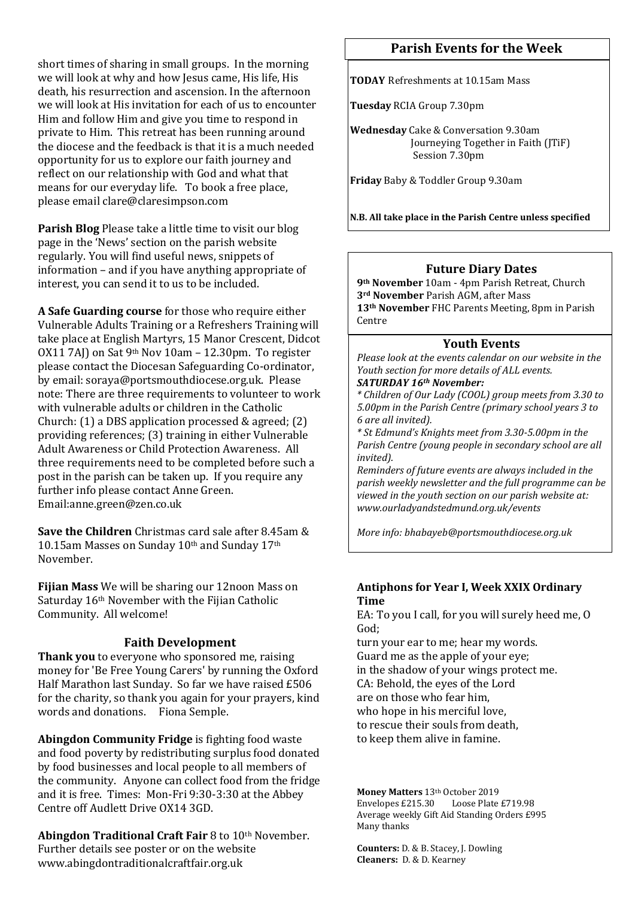short times of sharing in small groups. In the morning we will look at why and how Jesus came, His life, His death, his resurrection and ascension. In the afternoon we will look at His invitation for each of us to encounter Him and follow Him and give you time to respond in private to Him. This retreat has been running around the diocese and the feedback is that it is a much needed opportunity for us to explore our faith journey and reflect on our relationship with God and what that means for our everyday life. To book a free place, please email clare@claresimpson.com

**Parish Blog** Please take a little time to visit our blog page in the 'News' section on the parish website regularly. You will find useful news, snippets of information – and if you have anything appropriate of interest, you can send it to us to be included.

**A Safe Guarding course** for those who require either Vulnerable Adults Training or a Refreshers Training will take place at English Martyrs, 15 Manor Crescent, Didcot OX11 7AJ) on Sat 9th Nov 10am – 12.30pm. To register please contact the Diocesan Safeguarding Co-ordinator, by email: soraya@portsmouthdiocese.org.uk. Please note: There are three requirements to volunteer to work with vulnerable adults or children in the Catholic Church: (1) a DBS application processed & agreed; (2) providing references; (3) training in either Vulnerable Adult Awareness or Child Protection Awareness. All three requirements need to be completed before such a post in the parish can be taken up. If you require any further info please contact Anne Green. Email:anne.green@zen.co.uk

**Save the Children** Christmas card sale after 8.45am & 10.15am Masses on Sunday 10th and Sunday 17th November.

**Fijian Mass** We will be sharing our 12noon Mass on Saturday 16th November with the Fijian Catholic Community. All welcome!

## Faith Development

**Thank you** to everyone who sponsored me, raising money for 'Be Free Young Carers' by running the Oxford Half Marathon last Sunday. So far we have raised £506 for the charity, so thank you again for your prayers, kind words and donations. Fiona Semple.

**Abingdon Community Fridge** is fighting food waste and food poverty by redistributing surplus food donated by food businesses and local people to all members of the community. Anyone can collect food from the fridge and it is free. Times: Mon-Fri 9:30-3:30 at the Abbey Centre off Audlett Drive OX14 3GD.

**Abingdon Traditional Craft Fair** 8 to 10th November. Further details see poster or on the website www.abingdontraditionalcraftfair.org.uk

## Parish Events for the Week

**TODAY** Refreshments at 10.15am Mass

**Tuesday** RCIA Group 7.30pm

**Wednesday** Cake & Conversation 9.30am
Journeying Together in Faith (JTiF) Session 7.30pm

**Friday** Baby & Toddler Group 9.30am

**N.B. All take place in the Parish Centre unless specified**

## Future Diary Dates

**9th November** 10am - 4pm Parish Retreat, Church
**3rd November** Parish AGM, after Mass
**13th November** FHC Parents Meeting, 8pm in Parish Centre

## Youth Events

*Please look at the events calendar on our website in the Youth section for more details of ALL events.*

***SATURDAY 16th November:***

*\* Children of Our Lady (COOL) group meets from 3.30 to 5.00pm in the Parish Centre (primary school years 3 to 6 are all invited).*

*\* St Edmund's Knights meet from 3.30-5.00pm in the Parish Centre (young people in secondary school are all invited).*

*Reminders of future events are always included in the parish weekly newsletter and the full programme can be viewed in the youth section on our parish website at: www.ourladyandstedmund.org.uk/events*

*More info: bhabayeb@portsmouthdiocese.org.uk*

### Antiphons for Year I, Week XXIX Ordinary Time

EA: To you I call, for you will surely heed me, O God;
turn your ear to me; hear my words.
Guard me as the apple of your eye;
in the shadow of your wings protect me.
CA: Behold, the eyes of the Lord
are on those who fear him,
who hope in his merciful love,
to rescue their souls from death,
to keep them alive in famine.

**Money Matters** 13th October 2019
Envelopes £215.30 Loose Plate £719.98
Average weekly Gift Aid Standing Orders £995
Many thanks

**Counters:** D. & B. Stacey, J. Dowling
**Cleaners:** D. & D. Kearney